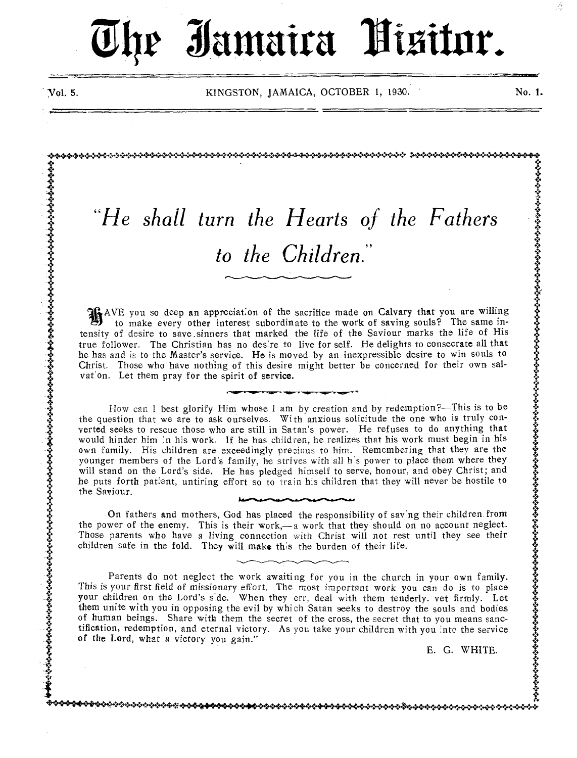# The Jamaica Visitor.

Vol. 5. KINGSTON, JAMAICA, OCTOBER 1, 1930. No. 1.

## *"He shall turn the Hearts of the Fathers to the Children."*

HAVE you so deep an appreciation of the sacrifice made on Calvary that you are willing to make every other interest subordinate to the work of saving souls? The same intensity of desire to save sinners that marked the life of the Saviour marks the life of His true follower. The Christian has no desire to live for self. He delights to consecrate all that he has and is to the Master's service. He is moved by an inexpressible desire to win souls to Christ. Those who have nothing of this desire might better be concerned for their own salvation. Let them pray for the spirit of service.

How can I best glorify Him whose I am by creation and by redemption?—This is to be the question that we are to ask ourselves. With anxious solicitude the one who is truly converted seeks to rescue those who are still in Satan's power. He refuses to do anything that would hinder him in his work. If he has children, he realizes that his work must begin in his own family. His children are exceedingly precious to him. Remembering that they are the younger members of the Lord's family, he strives with all his power to place them where they will stand on the Lord's side. He has pledged himself to serve, honour, and obey Christ; and he puts forth patient, untiring effort so to train his children that they will never be hostile to the Saviour.

On fathers and mothers, God has placed the responsibility of saving their children from the power of the enemy. This is their work,—a work that they should on no account neglect. Those parents who have a living connection with Christ will not rest until they see their children safe in the fold. They will make this the burden of their life.

Parents do not neglect the work awaiting for you in the church in your own family. This is your first field of missionary effort. The most important work you can do is to place your children on the Lord's side. When they err, deal with them tenderly, yet firmly. Let them unite with you in opposing the evil by which Satan seeks to destroy the souls and bodies of human beings. Share with them the secret of the cross, the secret that to you means sanctification, redemption, and eternal victory. As you take your children with you into the service of the Lord, what a victory you gain."

E. G. WHITE.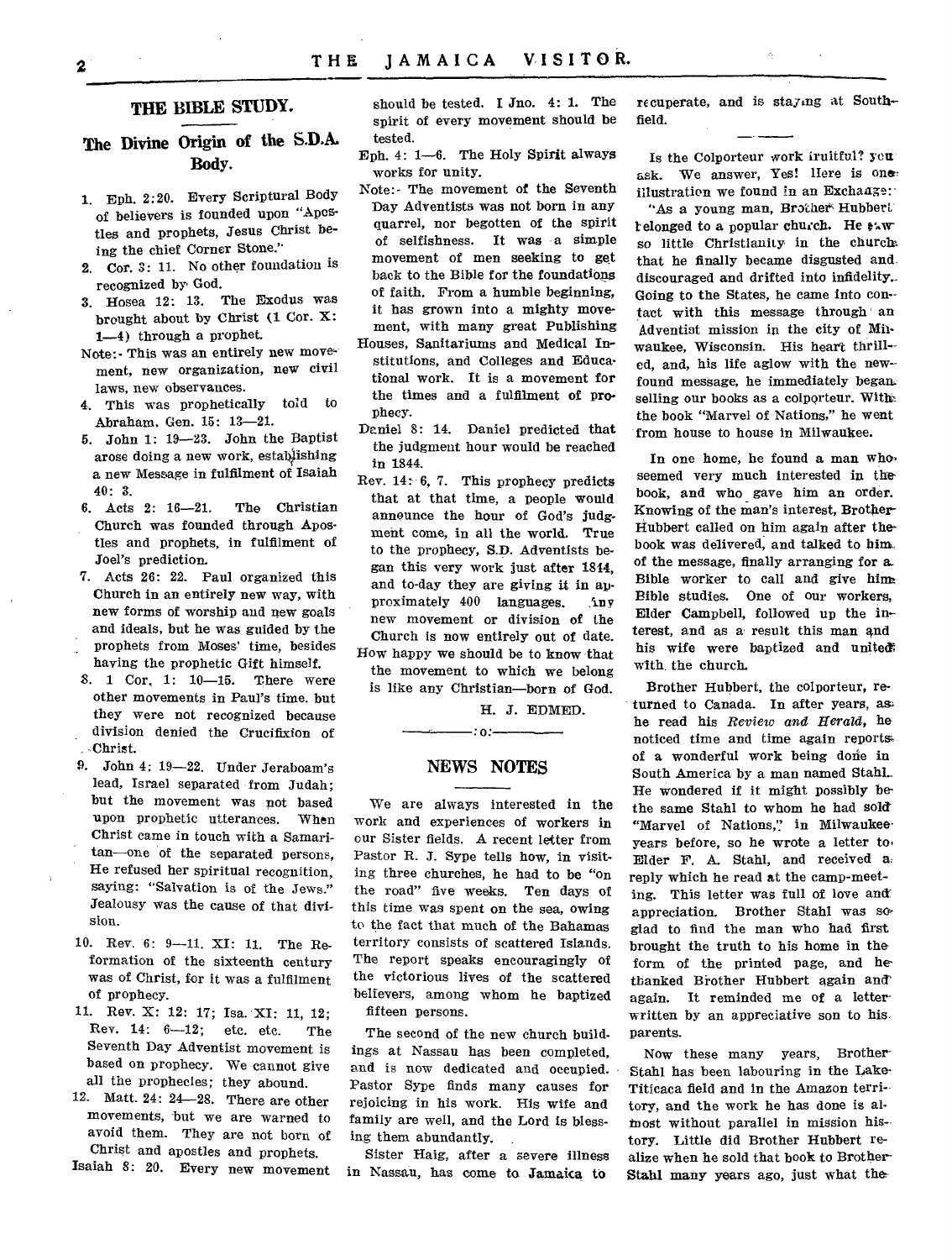## THE BIBLE STUDY.

### The Divine Origin of the S.D.A. Body.

1. Eph. 2:20. Every Scriptural Body of believers is founded upon "Apostles and prophets, Jesus Christ being the chief Corner Stone."
2. Cor. 3: 11. No other foundation is recognized by God.
3. Hosea 12: 13. The Exodus was brought about by Christ (1 Cor. X: 1—4) through a prophet.

Note:- This was an entirely new movement, new organization, new civil laws, new observances.

4. This was prophetically told to Abraham. Gen. 15: 13—21.
5. John 1: 19—23. John the Baptist arose doing a new work, establishing a new Message in fulfilment of Isaiah 40: 3.
6. Acts 2: 16—21. The Christian Church was founded through Apostles and prophets, in fulfilment of Joel's prediction.
7. Acts 26: 22. Paul organized this Church in an entirely new way, with new forms of worship and new goals and ideals, but he was guided by the prophets from Moses' time, besides having the prophetic Gift himself.
8. 1 Cor. 1: 10—15. There were other movements in Paul's time. but they were not recognized because division denied the Crucifixion of Christ.
9. John 4: 19—22. Under Jeraboam's lead, Israel separated from Judah; but the movement was not based upon prophetic utterances. When Christ came in touch with a Samaritan—one of the separated persons, He refused her spiritual recognition, saying: "Salvation is of the Jews." Jealousy was the cause of that division.
10. Rev. 6: 9—11. XI: 11. The Reformation of the sixteenth century was of Christ, for it was a fulfilment of prophecy.
11. Rev. X: 12: 17; Isa. XI: 11, 12; Rev. 14: 6—12; etc. etc. The Seventh Day Adventist movement is based on prophecy. We cannot give all the prophecies; they abound.
12. Matt. 24: 24—28. There are other movements, but we are warned to avoid them. They are not born of Christ and apostles and prophets.

Isaiah 8: 20. Every new movement should be tested. I Jno. 4: 1. The spirit of every movement should be tested.

Eph. 4: 1—6. The Holy Spirit always works for unity.

Note:- The movement of the Seventh Day Adventists was not born in any quarrel, nor begotten of the spirit of selfishness. It was a simple movement of men seeking to get back to the Bible for the foundations of faith. From a humble beginning, it has grown into a mighty movement, with many great Publishing Houses, Sanitariums and Medical Institutions, and Colleges and Educational work. It is a movement for the times and a fulfilment of prophecy.

Daniel 8: 14. Daniel predicted that the judgment hour would be reached in 1844.

Rev. 14: 6, 7. This prophecy predicts that at that time, a people would announce the hour of God's judgment come, in all the world. True to the prophecy, S.D. Adventists began this very work just after 1844, and to-day they are giving it in approximately 400 languages. Any new movement or division of the Church is now entirely out of date.

How happy we should be to know that the movement to which we belong is like any Christian—born of God.

H. J. EDMED.

## NEWS NOTES

We are always interested in the work and experiences of workers in our Sister fields. A recent letter from Pastor R. J. Sype tells how, in visiting three churches, he had to be "on the road" five weeks. Ten days of this time was spent on the sea, owing to the fact that much of the Bahamas territory consists of scattered Islands. The report speaks encouragingly of the victorious lives of the scattered believers, among whom he baptized fifteen persons.

The second of the new church buildings at Nassau has been completed, and is now dedicated and occupied. Pastor Sype finds many causes for rejoicing in his work. His wife and family are well, and the Lord is blessing them abundantly.

Sister Haig, after a severe illness in Nassau, has come to Jamaica to recuperate, and is staying at Southfield.

Is the Colporteur work fruitful? you ask. We answer, Yes! Here is one illustration we found in an Exchange:

"As a young man, Brother Hubbert belonged to a popular church. He saw so little Christianity in the church that he finally became disgusted and discouraged and drifted into infidelity. Going to the States, he came into contact with this message through an Adventist mission in the city of Milwaukee, Wisconsin. His heart thrilled, and, his life aglow with the new-found message, he immediately began selling our books as a colporteur. With the book "Marvel of Nations," he went from house to house in Milwaukee.

In one home, he found a man who seemed very much interested in the book, and who gave him an order. Knowing of the man's interest, Brother Hubbert called on him again after the book was delivered, and talked to him of the message, finally arranging for a Bible worker to call and give him Bible studies. One of our workers, Elder Campbell, followed up the interest, and as a result this man and his wife were baptized and united with the church.

Brother Hubbert, the colporteur, returned to Canada. In after years, as he read his *Review and Herald*, he noticed time and time again reports of a wonderful work being done in South America by a man named Stahl. He wondered if it might possibly be the same Stahl to whom he had sold "Marvel of Nations," in Milwaukee years before, so he wrote a letter to Elder F. A. Stahl, and received a reply which he read at the camp-meeting. This letter was full of love and appreciation. Brother Stahl was so glad to find the man who had first brought the truth to his home in the form of the printed page, and he thanked Brother Hubbert again and again. It reminded me of a letter written by an appreciative son to his parents.

Now these many years, Brother Stahl has been labouring in the Lake Titicaca field and in the Amazon territory, and the work he has done is almost without parallel in mission history. Little did Brother Hubbert realize when he sold that book to Brother Stahl many years ago, just what the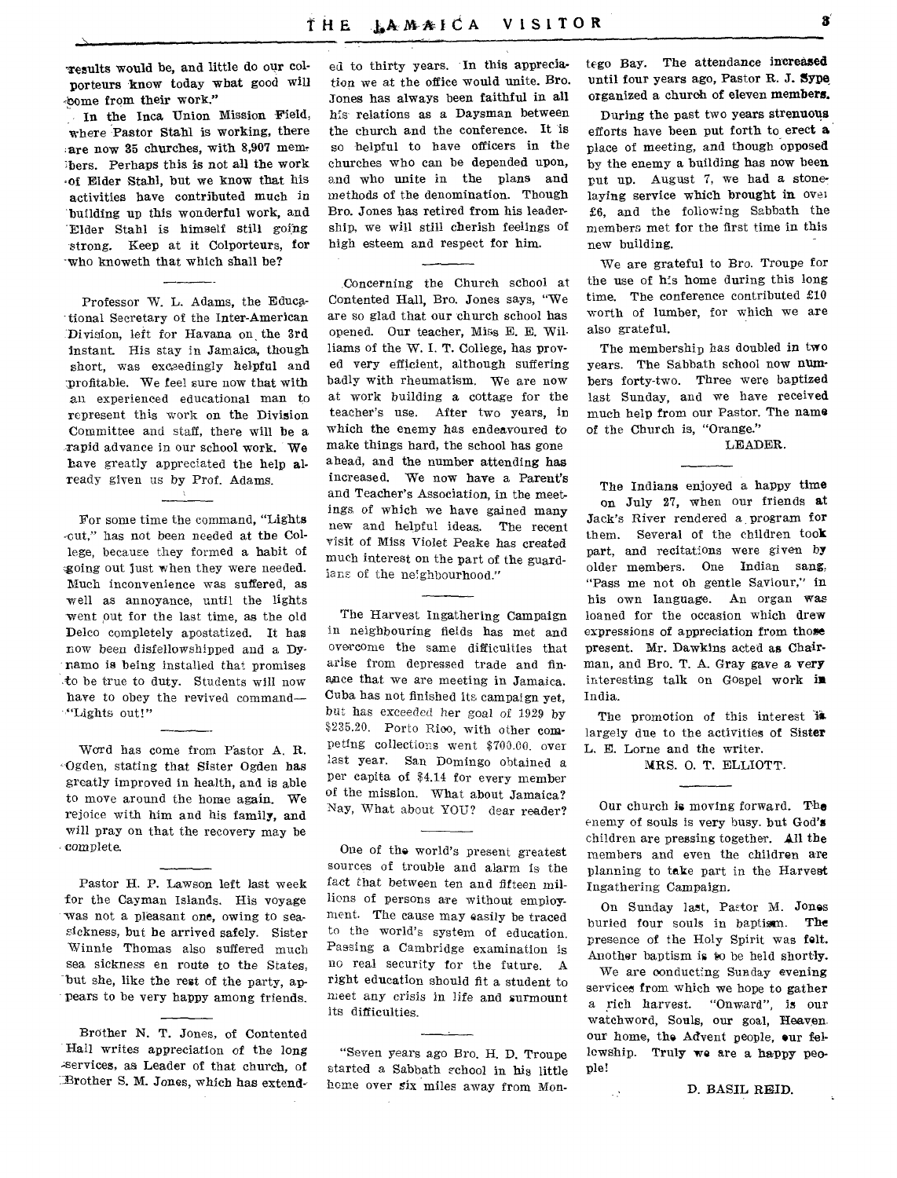results would be, and little do our colporteurs know today what good will come from their work."

In the Inca Union Mission Field, where Pastor Stahl is working, there are now 35 churches, with 8,907 members. Perhaps this is not all the work of Elder Stahl, but we know that his activities have contributed much in building up this wonderful work, and Elder Stahl is himself still going strong. Keep at it Colporteurs, for who knoweth that which shall be?

---

Professor W. L. Adams, the Educational Secretary of the Inter-American Division, left for Havana on the 3rd instant. His stay in Jamaica, though short, was exceedingly helpful and profitable. We feel sure now that with an experienced educational man to represent this work on the Division Committee and staff, there will be a rapid advance in our school work. We have greatly appreciated the help already given us by Prof. Adams.

---

For some time the command, "Lights out," has not been needed at the College, because they formed a habit of going out just when they were needed. Much inconvenience was suffered, as well as annoyance, until the lights went out for the last time, as the old Delco completely apostatized. It has now been disfellowshipped and a Dynamo is being installed that promises to be true to duty. Students will now have to obey the revived command—"Lights out!"

---

Word has come from Pastor A. R. Ogden, stating that Sister Ogden has greatly improved in health, and is able to move around the home again. We rejoice with him and his family, and will pray on that the recovery may be complete.

---

Pastor H. P. Lawson left last week for the Cayman Islands. His voyage was not a pleasant one, owing to seasickness, but he arrived safely. Sister Winnie Thomas also suffered much sea sickness en route to the States, but she, like the rest of the party, appears to be very happy among friends.

---

Brother N. T. Jones, of Contented Hall writes appreciation of the long services, as Leader of that church, of Brother S. M. Jones, which has extended to thirty years. In this appreciation we at the office would unite. Bro. Jones has always been faithful in all his relations as a Daysman between the church and the conference. It is so helpful to have officers in the churches who can be depended upon, and who unite in the plans and methods of the denomination. Though Bro. Jones has retired from his leadership, we will still cherish feelings of high esteem and respect for him.

---

Concerning the Church school at Contented Hall, Bro. Jones says, "We are so glad that our church school has opened. Our teacher, Miss E. E. Williams of the W. I. T. College, has proved very efficient, although suffering badly with rheumatism. We are now at work building a cottage for the teacher's use. After two years, in which the enemy has endeavoured to make things hard, the school has gone ahead, and the number attending has increased. We now have a Parent's and Teacher's Association, in the meetings of which we have gained many new and helpful ideas. The recent visit of Miss Violet Peake has created much interest on the part of the guardians of the neighbourhood."

---

The Harvest Ingathering Campaign in neighbouring fields has met and overcome the same difficulties that arise from depressed trade and finance that we are meeting in Jamaica. Cuba has not finished its campaign yet, but has exceeded her goal of 1929 by $235.20. Porto Rico, with other competing collections went $700.00. over last year. San Domingo obtained a per capita of $4.14 for every member of the mission. What about Jamaica? Nay, What about YOU? dear reader?

---

One of the world's present greatest sources of trouble and alarm is the fact that between ten and fifteen millions of persons are without employment. The cause may easily be traced to the world's system of education. Passing a Cambridge examination is no real security for the future. A right education should fit a student to meet any crisis in life and surmount its difficulties.

---

"Seven years ago Bro. H. D. Troupe started a Sabbath school in his little home over six miles away from Montego Bay. The attendance increased until four years ago, Pastor R. J. Sype organized a church of eleven members.

During the past two years strenuous efforts have been put forth to erect a place of meeting, and though opposed by the enemy a building has now been put up. August 7, we had a stone-laying service which brought in over £6, and the following Sabbath the members met for the first time in this new building.

We are grateful to Bro. Troupe for the use of his home during this long time. The conference contributed £10 worth of lumber, for which we are also grateful.

The membership has doubled in two years. The Sabbath school now numbers forty-two. Three were baptized last Sunday, and we have received much help from our Pastor. The name of the Church is, "Orange."

LEADER.

---

The Indians enjoyed a happy time on July 27, when our friends at Jack's River rendered a program for them. Several of the children took part, and recitations were given by older members. One Indian sang, "Pass me not oh gentle Saviour," in his own language. An organ was loaned for the occasion which drew expressions of appreciation from those present. Mr. Dawkins acted as Chairman, and Bro. T. A. Gray gave a very interesting talk on Gospel work in India.

The promotion of this interest is largely due to the activities of Sister L. E. Lorne and the writer.

MRS. O. T. ELLIOTT.

---

Our church is moving forward. The enemy of souls is very busy. but God's children are pressing together. All the members and even the children are planning to take part in the Harvest Ingathering Campaign.

On Sunday last, Pastor M. Jones buried four souls in baptism. The presence of the Holy Spirit was felt. Another baptism is to be held shortly.

We are conducting Sunday evening services from which we hope to gather a rich harvest. "Onward", is our watchword, Souls, our goal, Heaven our home, the Advent people, our fellowship. Truly we are a happy people!

D. BASIL REID.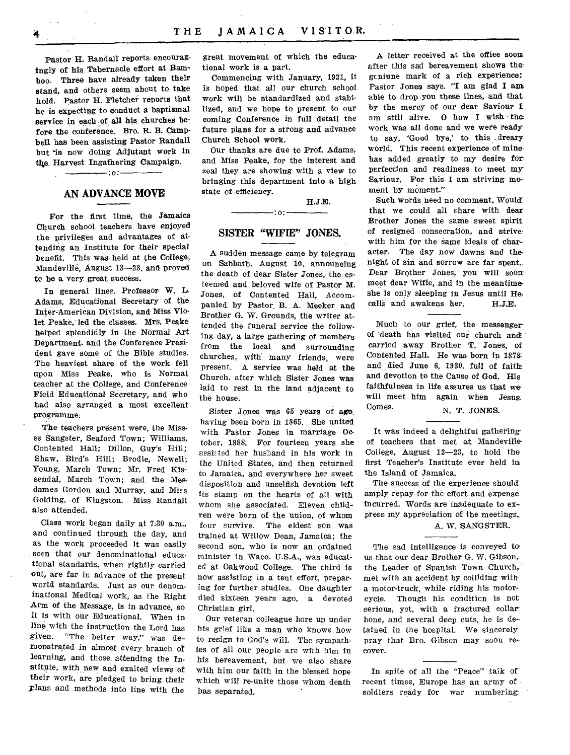Pastor H. Randall reports encouragingly of his Tabernacle effort at Bamboo. Three have already taken their stand, and others seem about to take hold. Pastor H. Fletcher reports that he is expecting to conduct a baptismal service in each of all his churches before the conference. Bro. R. B. Campbell has been assisting Pastor Randall but is now doing Adjutant work in the Harvest Ingathering Campaign.

—:o:—

## AN ADVANCE MOVE

For the first time, the Jamaica Church school teachers have enjoyed the privileges and advantages of attending an Institute for their special benefit. This was held at the College, Mandeville, August 13—23, and proved to be a very great success.

In general lines. Professor W. L. Adams, Educational Secretary of the Inter-American Division, and Miss Violet Peake, led the classes. Mrs. Peake helped splendidly in the Normal Art Department. and the Conference President gave some of the Bible studies. The heaviest share of the work fell upon Miss Peake, who is Normal teacher at the College, and Conference Field Educational Secretary, and who had also arranged a most excellent programme.

The teachers present were, the Misses Sangster, Seaford Town; Williams, Contented Hall; Dillon, Guy's Hill; Shaw, Bird's Hill; Brodie, Newell; Young, March Town; Mr. Fred Kissendal, March Town; and the Mesdames Gordon and Murray, and Miss Golding, of Kingston. Miss Randall also attended.

Class work began daily at 7.30 a.m., and continued through the day, and as the work proceeded it was easily seen that our denominational educational standards, when rightly carried out, are far in advance of the present world standards. Just as our denominational Medical work, as the Right Arm of the Message, is in advance, so it is with our Educational. When in line with the instruction the Lord has given. "The better way," was demonstrated in almost every branch of learning, and those attending the Institute, with new and exalted views of their work, are pledged to bring their plans and methods into line with the great movement of which the educational work is a part.

Commencing with January, 1931, it is hoped that all our church school work will be standardized and stabilized, and we hope to present to our coming Conference in full detail the future plans for a strong and advance Church School work.

Our thanks are due to Prof. Adams, and Miss Peake, for the interest and zeal they are showing with a view to bringing this department into a high state of efficiency.

H.J.E.

—:o:—

## SISTER "WIFIE" JONES.

A sudden message came by telegram on Sabbath, August 10, announcing the death of dear Sister Jones, the esteemed and beloved wife of Pastor M. Jones, of Contented Hall. Accompanied by Pastor B. A. Meeker and Brother G. W. Grounds, the writer attended the funeral service the following day, a large gathering of members from the local and surrounding churches, with many friends, were present. A service was held at the Church. after which Sister Jones was laid to rest in the land adjacent to the house.

Sister Jones was 65 years of age having been born in 1865. She united with Pastor Jones in marriage October, 1888. For fourteen years she assisted her husband in his work in the United States, and then returned to Jamaica, and everywhere her sweet disposition and unselfish devotion left its stamp on the hearts of all with whom she associated. Eleven children were born of the union, of whom four survive. The eldest son was trained at Willow Dean, Jamaica; the second son, who is now an ordained minister in Waco. U.S.A., was educated at Oakwood College. The third is now assisting in a tent effort, preparing for further studies. One daughter died sixteen years ago, a devoted Christian girl.

Our veteran colleague bore up under his grief like a man who knows how to resign to God's will. The sympathies of all our people are with him in his bereavement, but we also share with him our faith in the blessed hope which will re-unite those whom death has separated.

A letter received at the office soon after this sad bereavement shows the geniune mark of a rich experience: Pastor Jones says. "I am glad I am able to drop you these lines, and that by the mercy of our dear Saviour I am still alive. O how I wish the work was all done and we were ready to say, 'Good bye,' to this dreary world. This recent experience of mine has added greatly to my desire for perfection and readiness to meet my Saviour. For this I am striving moment by moment."

Such words need no comment. Would that we could all share with dear Brother Jones the same sweet spirit of resigned consecration, and strive with him for the same ideals of character. The day now dawns and the night of sin and sorrow are far spent. Dear Brother Jones, you will soon meet dear Wifie, and in the meantime she is only sleeping in Jesus until He calls and awakens her.

H.J.E.

---

Much to our grief, the messenger of death has visited our church and carried away Brother T. Jones, of Contented Hall. He was born in 1878 and died June 6, 1930. full of faith and devotion to the Cause of God. His faithfulness in life assures us that we will meet him again when Jesus Comes.

N. T. JONES.

---

It was indeed a delightful gathering of teachers that met at Mandeville College, August 13—23, to hold the first Teacher's Institute ever held in the Island of Jamaica.

The success of the experience should amply repay for the effort and expense incurred. Words are inadequate to express my appreciation of the meetings.

A. W. SANGSTER.

---

The sad intelligence is conveyed to us that our dear Brother G. W. Gibson, the Leader of Spanish Town Church, met with an accident by colliding with a motor-truck, while riding his motorcycle. Though his condition is not serious, yet, with a fractured collarbone, and several deep cuts, he is detained in the hospital. We sincerely pray that Bro. Gibson may soon recover.

---

In spite of all the "Peace" talk of recent times, Europe has an army of soldiers ready for war numbering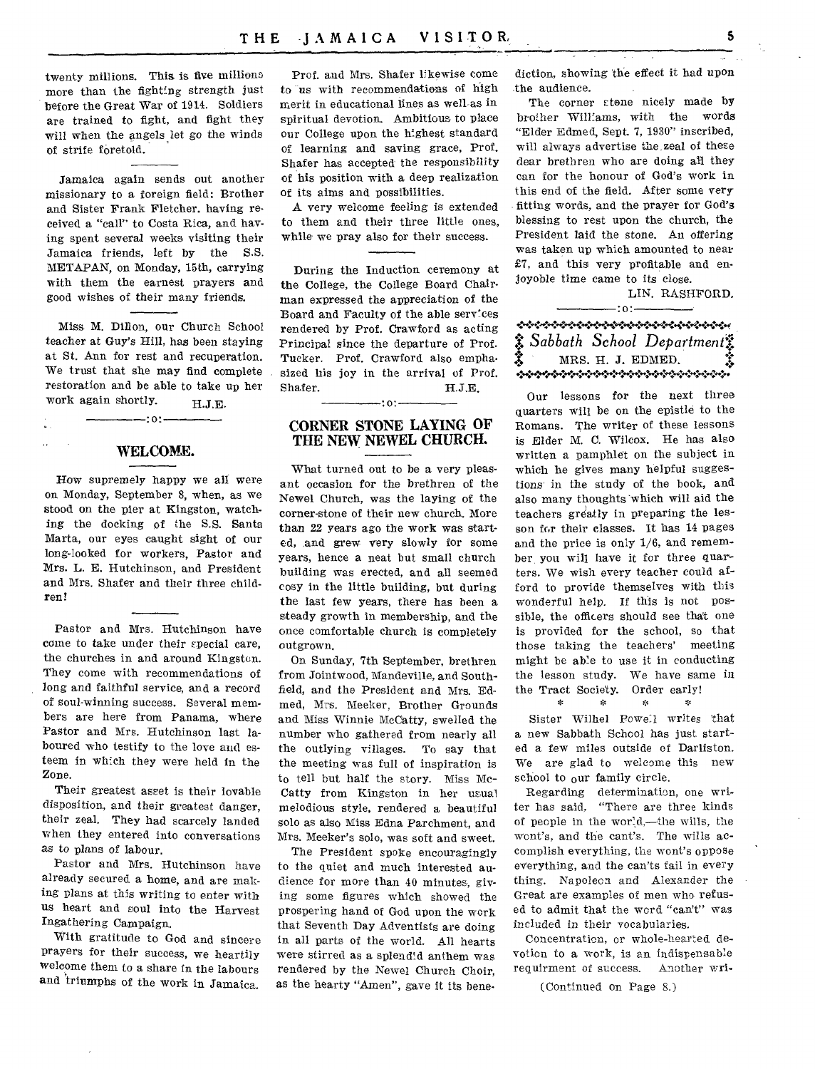twenty millions. This is five millions more than the fighting strength just before the Great War of 1914. Soldiers are trained to fight, and fight they will when the angels let go the winds of strife foretold.

---

Jamaica again sends out another missionary to a foreign field: Brother and Sister Frank Fletcher, having received a "call" to Costa Rica, and having spent several weeks visiting their Jamaica friends, left by the S.S. METAPAN, on Monday, 15th, carrying with them the earnest prayers and good wishes of their many friends.

---

Miss M. Dillon, our Church School teacher at Guy's Hill, has been staying at St. Ann for rest and recuperation. We trust that she may find complete restoration and be able to take up her work again shortly.

H.J.E.

---

## WELCOME.

How supremely happy we all were on Monday, September 8, when, as we stood on the pier at Kingston, watching the docking of the S.S. Santa Marta, our eyes caught sight of our long-looked for workers, Pastor and Mrs. L. E. Hutchinson, and President and Mrs. Shafer and their three children!

---

Pastor and Mrs. Hutchinson have come to take under their special care, the churches in and around Kingston. They come with recommendations of long and faithful service, and a record of soul-winning success. Several members are here from Panama, where Pastor and Mrs. Hutchinson last laboured who testify to the love and esteem in which they were held in the Zone.

Their greatest asset is their lovable disposition, and their greatest danger, their zeal. They had scarcely landed when they entered into conversations as to plans of labour.

Pastor and Mrs. Hutchinson have already secured a home, and are making plans at this writing to enter with us heart and soul into the Harvest Ingathering Campaign.

With gratitude to God and sincere prayers for their success, we heartily welcome them to a share in the labours and triumphs of the work in Jamaica.

Prof. and Mrs. Shafer likewise come to us with recommendations of high merit in educational lines as well as in spiritual devotion. Ambitious to place our College upon the highest standard of learning and saving grace, Prof. Shafer has accepted the responsibility of his position with a deep realization of its aims and possibilities.

A very welcome feeling is extended to them and their three little ones, while we pray also for their success.

---

During the Induction ceremony at the College, the College Board Chairman expressed the appreciation of the Board and Faculty of the able services rendered by Prof. Crawford as acting Principal since the departure of Prof. Tucker. Prof. Crawford also emphasized his joy in the arrival of Prof. Shafer.

H.J.E.

---

## CORNER STONE LAYING OF THE NEW NEWEL CHURCH.

What turned out to be a very pleasant occasion for the brethren of the Newel Church, was the laying of the corner-stone of their new church. More than 22 years ago the work was started, and grew very slowly for some years, hence a neat but small church building was erected, and all seemed cosy in the little building, but during the last few years, there has been a steady growth in membership, and the once comfortable church is completely outgrown.

On Sunday, 7th September, brethren from Jointwood, Mandeville, and Southfield, and the President and Mrs. Edmed, Mrs. Meeker, Brother Grounds and Miss Winnie McCatty, swelled the number who gathered from nearly all the outlying villages. To say that the meeting was full of inspiration is to tell but half the story. Miss McCatty from Kingston in her usual melodious style, rendered a beautiful solo as also Miss Edna Parchment, and Mrs. Meeker's solo, was soft and sweet.

The President spoke encouragingly to the quiet and much interested audience for more than 40 minutes, giving some figures which showed the prospering hand of God upon the work that Seventh Day Adventists are doing in all parts of the world. All hearts were stirred as a splendid anthem was rendered by the Newel Church Choir, as the hearty "Amen", gave it its benediction, showing the effect it had upon the audience.

The corner stone nicely made by brother Williams, with the words "Elder Edmed, Sept. 7, 1930" inscribed, will always advertise the zeal of these dear brethren who are doing all they can for the honour of God's work in this end of the field. After some very fitting words, and the prayer for God's blessing to rest upon the church, the President laid the stone. An offering was taken up which amounted to near £7, and this very profitable and enjoyoble time came to its close.

LIN. RASHFORD.

---

## *Sabbath School Department*

MRS. H. J. EDMED.

Our lessons for the next three quarters will be on the epistle to the Romans. The writer of these lessons is Elder M. C. Wilcox. He has also written a pamphlet on the subject in which he gives many helpful suggestions in the study of the book, and also many thoughts which will aid the teachers greatly in preparing the lesson for their classes. It has 14 pages and the price is only 1/6, and remember you will have it for three quarters. We wish every teacher could afford to provide themselves with this wonderful help. If this is not possible, the officers should see that one is provided for the school, so that those taking the teachers' meeting might be able to use it in conducting the lesson study. We have same in the Tract Society. Order early!

\* \* \* \*

Sister Wilhel Powell writes that a new Sabbath School has just started a few miles outside of Darliston. We are glad to welcome this new school to our family circle.

Regarding determination, one writer has said, "There are three kinds of people in the world,—the wills, the wont's, and the cant's. The wills accomplish everything, the wont's oppose everything, and the can'ts fail in every thing. Napoleon and Alexander the Great are examples of men who refused to admit that the word "can't" was included in their vocabularies.

Concentration, or whole-hearted devotion to a work, is an indispensable requirment of success. Another wri-

(Continued on Page 8.)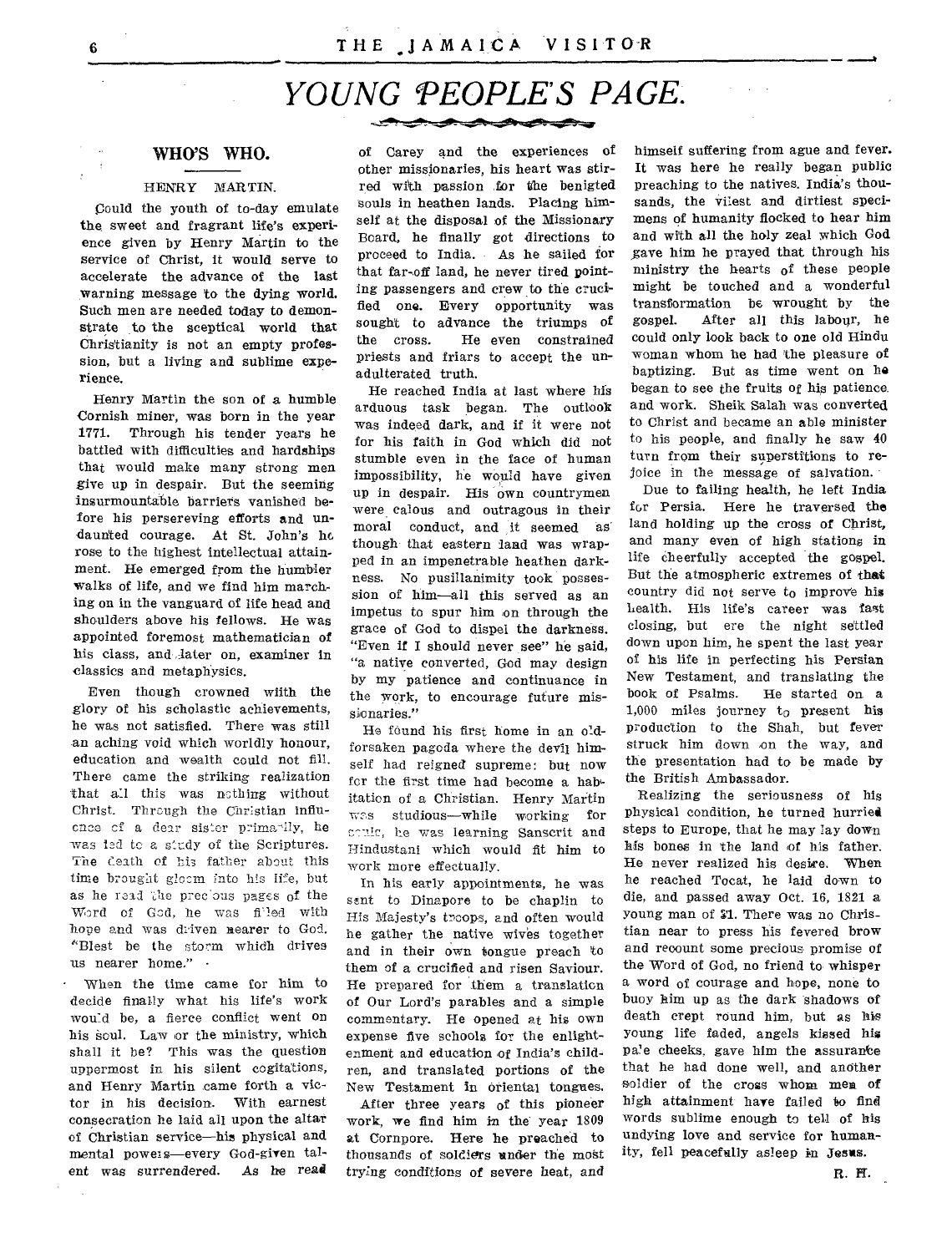# YOUNG PEOPLE'S PAGE.

## WHO'S WHO.

### HENRY MARTIN.

Could the youth of to-day emulate the sweet and fragrant life's experience given by Henry Martin to the service of Christ, it would serve to accelerate the advance of the last warning message to the dying world. Such men are needed today to demonstrate to the sceptical world that Christianity is not an empty profession, but a living and sublime experience.

Henry Martin the son of a humble Cornish miner, was born in the year 1771. Through his tender years he battled with difficulties and hardships that would make many strong men give up in despair. But the seeming insurmountable barriers vanished before his persereving efforts and undaunted courage. At St. John's he rose to the highest intellectual attainment. He emerged from the humbler walks of life, and we find him marching on in the vanguard of life head and shoulders above his fellows. He was appointed foremost mathematician of his class, and later on, examiner in classics and metaphysics.

Even though crowned with the glory of his scholastic achievements, he was not satisfied. There was still an aching void which worldly honour, education and wealth could not fill. There came the striking realization that all this was nothing without Christ. Through the Christian influence of a dear sister primarily, he was led to a study of the Scriptures. The death of his father about this time brought gloom into his life, but as he read the precious pages of the Word of God, he was filled with hope and was driven nearer to God. "Blest be the storm which drives us nearer home."

When the time came for him to decide finally what his life's work would be, a fierce conflict went on his soul. Law or the ministry, which shall it be? This was the question uppermost in his silent cogitations, and Henry Martin came forth a victor in his decision. With earnest consecration he laid all upon the altar of Christian service—his physical and mental powers—every God-given talent was surrendered. As he read of Carey and the experiences of other missionaries, his heart was stirred with passion for the benigted souls in heathen lands. Placing himself at the disposal of the Missionary Board, he finally got directions to proceed to India. As he sailed for that far-off land, he never tired pointing passengers and crew to the crucified one. Every opportunity was sought to advance the triumps of the cross. He even constrained priests and friars to accept the unadulterated truth.

He reached India at last where his arduous task began. The outlook was indeed dark, and if it were not for his faith in God which did not stumble even in the face of human impossibility, he would have given up in despair. His own countrymen were calous and outragous in their moral conduct, and it seemed as though that eastern land was wrapped in an impenetrable heathen darkness. No pusillanimity took possession of him—all this served as an impetus to spur him on through the grace of God to dispel the darkness. "Even if I should never see" he said, "a native converted, God may design by my patience and continuance in the work, to encourage future missionaries."

He found his first home in an old-forsaken pagoda where the devil himself had reigned supreme: but now for the first time had become a habitation of a Christian. Henry Martin was studious—while working for souls, he was learning Sanscrit and Hindustani which would fit him to work more effectually.

In his early appointments, he was sent to Dinapore to be chaplin to His Majesty's troops, and often would he gather the native wives together and in their own tongue preach to them of a crucified and risen Saviour. He prepared for them a translation of Our Lord's parables and a simple commentary. He opened at his own expense five schools for the enlightenment and education of India's children, and translated portions of the New Testament in oriental tongues.

After three years of this pioneer work, we find him in the year 1809 at Cornpore. Here he preached to thousands of soldiers under the most trying conditions of severe heat, and himself suffering from ague and fever. It was here he really began public preaching to the natives. India's thousands, the vilest and dirtiest specimens of humanity flocked to hear him and with all the holy zeal which God gave him he prayed that through his ministry the hearts of these people might be touched and a wonderful transformation be wrought by the gospel. After all this labour, he could only look back to one old Hindu woman whom he had the pleasure of baptizing. But as time went on he began to see the fruits of his patience and work. Sheik Salah was converted to Christ and became an able minister to his people, and finally he saw 40 turn from their superstitions to rejoice in the message of salvation.

Due to failing health, he left India for Persia. Here he traversed the land holding up the cross of Christ, and many even of high stations in life cheerfully accepted the gospel. But the atmospheric extremes of that country did not serve to improve his health. His life's career was fast closing, but ere the night settled down upon him, he spent the last year of his life in perfecting his Persian New Testament, and translating the book of Psalms. He started on a 1,000 miles journey to present his production to the Shah, but fever struck him down on the way, and the presentation had to be made by the British Ambassador.

Realizing the seriousness of his physical condition, he turned hurried steps to Europe, that he may lay down his bones in the land of his father. He never realized his desire. When he reached Tocat, he laid down to die, and passed away Oct. 16, 1821 a young man of 31. There was no Christian near to press his fevered brow and recount some precious promise of the Word of God, no friend to whisper a word of courage and hope, none to buoy him up as the dark shadows of death crept round him, but as his young life faded, angels kissed his pale cheeks, gave him the assurance that he had done well, and another soldier of the cross whom men of high attainment have failed to find words sublime enough to tell of his undying love and service for humanity, fell peacefully asleep in Jesus.

R. H.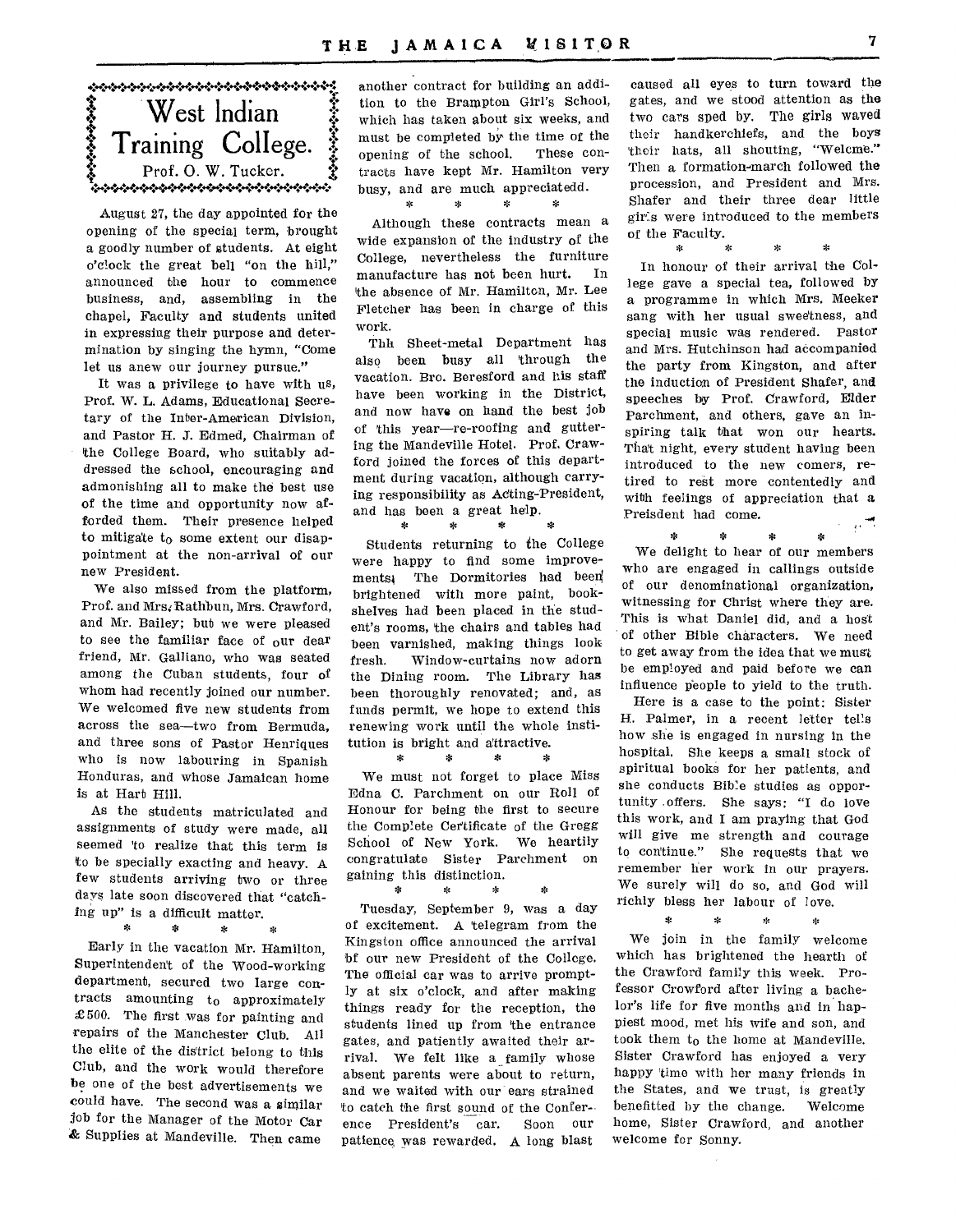# West Indian Training College.

Prof. O. W. Tucker.

August 27, the day appointed for the opening of the special term, brought a goodly number of students. At eight o'clock the great bell "on the hill," announced the hour to commence business, and, assembling in the chapel, Faculty and students united in expressing their purpose and determination by singing the hymn, "Come let us anew our journey pursue."

It was a privilege to have with us, Prof. W. L. Adams, Educational Secretary of the Inter-American Division, and Pastor H. J. Edmed, Chairman of the College Board, who suitably addressed the school, encouraging and admonishing all to make the best use of the time and opportunity now afforded them. Their presence helped to mitigate to some extent our disappointment at the non-arrival of our new President.

We also missed from the platform, Prof. and Mrs. Rathbun, Mrs. Crawford, and Mr. Bailey; but we were pleased to see the familiar face of our dear friend, Mr. Galliano, who was seated among the Cuban students, four of whom had recently joined our number. We welcomed five new students from across the sea—two from Bermuda, and three sons of Pastor Henriques who is now labouring in Spanish Honduras, and whose Jamaican home is at Hart Hill.

As the students matriculated and assignments of study were made, all seemed to realize that this term is to be specially exacting and heavy. A few students arriving two or three days late soon discovered that "catching up" is a difficult matter.

\* \* \* \*

Early in the vacation Mr. Hamilton, Superintendent of the Wood-working department, secured two large contracts amounting to approximately £500. The first was for painting and repairs of the Manchester Club. All the elite of the district belong to this Club, and the work would therefore be one of the best advertisements we could have. The second was a similar job for the Manager of the Motor Car & Supplies at Mandeville. Then came another contract for building an addition to the Brampton Girl's School, which has taken about six weeks, and must be completed by the time of the opening of the school. These contracts have kept Mr. Hamilton very busy, and are much appreciatedd.

\* \* \* \*

Although these contracts mean a wide expansion of the industry of the College, nevertheless the furniture manufacture has not been hurt. In the absence of Mr. Hamilton, Mr. Lee Fletcher has been in charge of this work.

Thh Sheet-metal Department has also been busy all through the vacation. Bro. Beresford and his staff have been working in the District, and now have on hand the best job of this year—re-roofing and guttering the Mandeville Hotel. Prof. Crawford joined the forces of this department during vacation, although carrying responsibility as Acting-President, and has been a great help.

\* \* \* \*

Students returning to the College were happy to find some improvements. The Dormitories had been brightened with more paint, bookshelves had been placed in the student's rooms, the chairs and tables had been varnished, making things look fresh. Window-curtains now adorn the Dining room. The Library has been thoroughly renovated; and, as funds permit, we hope to extend this renewing work until the whole institution is bright and attractive.

\* \* \* \*

We must not forget to place Miss Edna C. Parchment on our Roll of Honour for being the first to secure the Complete Certificate of the Gregg School of New York. We heartily congratulate Sister Parchment on gaining this distinction.

\* \* \* \*

Tuesday, September 9, was a day of excitement. A telegram from the Kingston office announced the arrival of our new President of the College. The official car was to arrive promptly at six o'clock, and after making things ready for the reception, the students lined up from the entrance gates, and patiently awaited their arrival. We felt like a family whose absent parents were about to return, and we waited with our ears strained to catch the first sound of the Conference President's car. Soon our patience was rewarded. A long blast caused all eyes to turn toward the gates, and we stood attention as the two cars sped by. The girls waved their handkerchiefs, and the boys their hats, all shouting, "Welcme." Then a formation-march followed the procession, and President and Mrs. Shafer and their three dear little girls were introduced to the members of the Faculty.

\* \* \* \*

In honour of their arrival the College gave a special tea, followed by a programme in which Mrs. Meeker sang with her usual sweetness, and special music was rendered. Pastor and Mrs. Hutchinson had accompanied the party from Kingston, and after the induction of President Shafer, and speeches by Prof. Crawford, Elder Parchment, and others, gave an inspiring talk that won our hearts. That night, every student having been introduced to the new comers, retired to rest more contentedly and with feelings of appreciation that a Preisdent had come.

\* \* \* \*

We delight to hear of our members who are engaged in callings outside of our denominational organization, witnessing for Christ where they are. This is what Daniel did, and a host of other Bible characters. We need to get away from the idea that we must be employed and paid before we can influence people to yield to the truth.

Here is a case to the point: Sister H. Palmer, in a recent letter tells how she is engaged in nursing in the hospital. She keeps a small stock of spiritual books for her patients, and she conducts Bible studies as opportunity offers. She says: "I do love this work, and I am praying that God will give me strength and courage to continue." She requests that we remember her work in our prayers. We surely will do so, and God will richly bless her labour of love.

\* \* \* \*

We join in the family welcome which has brightened the hearth of the Crawford family this week. Professor Crowford after living a bachelor's life for five months and in happiest mood, met his wife and son, and took them to the home at Mandeville. Sister Crawford has enjoyed a very happy time with her many friends in the States, and we trust, is greatly benefitted by the change. Welcome home, Sister Crawford, and another welcome for Sonny.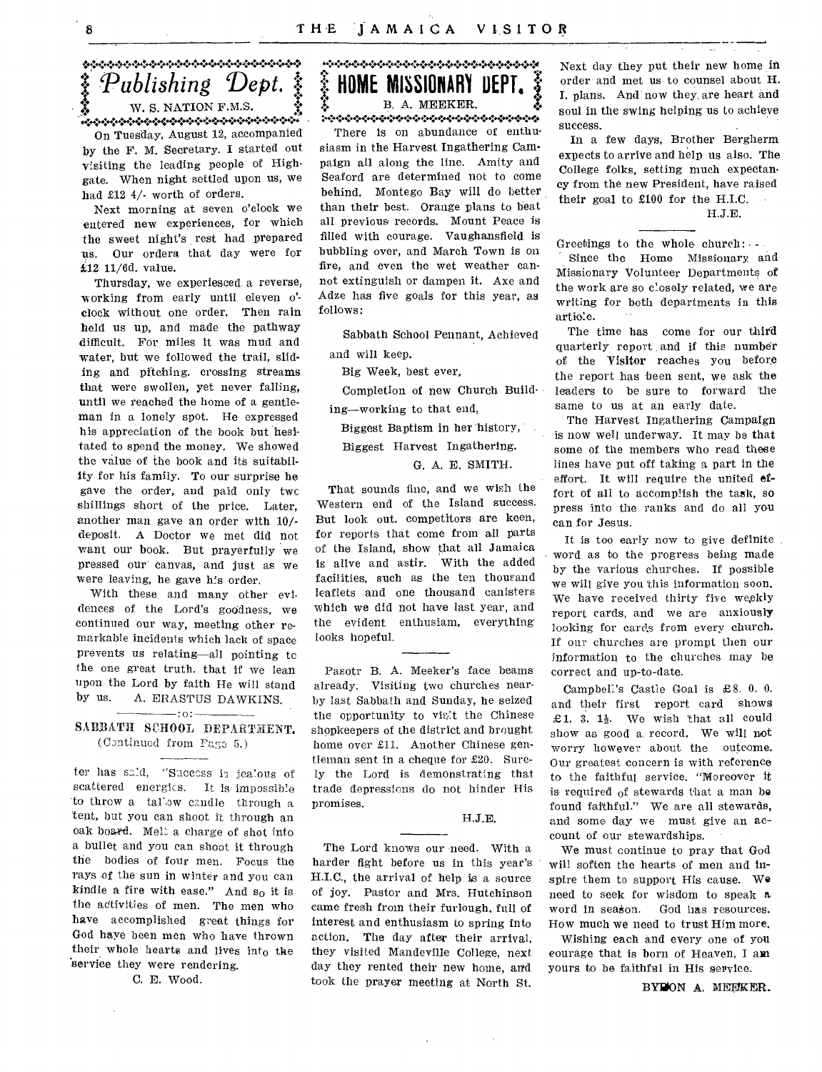## Publishing Dept.

W. S. NATION F.M.S.

On Tuesday, August 12, accompanied by the F. M. Secretary. I started out visiting the leading people of Highgate. When night settled upon us, we had £12 4/- worth of orders.

Next morning at seven o'clock we entered new experiences, for which the sweet night's rest had prepared us. Our orders that day were for £12 11/6d. value.

Thursday, we experiesced a reverse, working from early until eleven o'clock without one order. Then rain held us up, and made the pathway difficult. For miles it was mud and water, but we followed the trail, sliding and pitching. crossing streams that were swollen, yet never falling, until we reached the home of a gentleman in a lonely spot. He expressed his appreciation of the book but hesitated to spend the money. We showed the value of the book and its suitability for his family. To our surprise he gave the order, and paid only two shillings short of the price. Later, another man gave an order with 10/- deposit. A Doctor we met did not want our book. But prayerfully we pressed our canvas, and just as we were leaving, he gave his order.

With these and many other evidences of the Lord's goodness, we continued our way, meeting other remarkable incidents which lack of space prevents us relating—all pointing to the one great truth. that if we lean upon the Lord by faith He will stand by us. A. ERASTUS DAWKINS.

:o:

### SABBATH SCHOOL DEPARTMENT.

(Continued from Page 5.)

ter has said, "Success is jealous of scattered energies. It is impossible to throw a tallow candle through a tent, but you can shoot it through an oak board. Melt a charge of shot into a bullet and you can shoot it through the bodies of four men. Focus the rays of the sun in winter and you can kindle a fire with ease." And so it is the activities of men. The men who have accomplished great things for God have been men who have thrown their whole hearts and lives into the service they were rendering.

C. E. Wood.

## HOME MISSIONARY DEPT.

B. A. MEEKER.

There is on abundance of enthusiasm in the Harvest Ingathering Campaign all along the line. Amity and Seaford are determined not to come behind. Montego Bay will do better than their best. Orange plans to beat all previous records. Mount Peace is filled with courage. Vaughansfield is bubbling over, and March Town is on fire, and even the wet weather cannot extinguish or dampen it. Axe and Adze has five goals for this year, as follows:

Sabbath School Pennant, Achieved and will keep.

Big Week, best ever,

Completion of new Church Building—working to that end,

Biggest Baptism in her history,

Biggest Harvest Ingathering.

G. A. E. SMITH.

That sounds fine, and we wish the Western end of the Island success. But look out. competitors are keen, for reports that come from all parts of the Island, show that all Jamaica is alive and astir. With the added facilities, such as the ten thousand leaflets and one thousand canisters which we did not have last year, and the evident enthusiam, everything looks hopeful.

Pasotr B. A. Meeker's face beams already. Visiting two churches nearby last Sabbath and Sunday, he seized the opportunity to visit the Chinese shopkeepers of the district and brought home over £11. Another Chinese gentleman sent in a cheque for £20. Surely the Lord is demonstrating that trade depressions do not hinder His promises.

H.J.E.

The Lord knows our need. With a harder fight before us in this year's H.I.C., the arrival of help is a source of joy. Pastor and Mrs. Hutchinson came fresh from their furlough, full of interest and enthusiasm to spring into action. The day after their arrival, they visited Mandeville College, next day they rented their new home, and took the prayer meeting at North St. Next day they put their new home in order and met us to counsel about H. I. plans. And now they are heart and soul in the swing helping us to achieve success.

In a few days, Brother Bergherm expects to arrive and help us also. The College folks, setting much expectancy from the new President, have raised their goal to £100 for the H.I.C.

H.J.E.

Greetings to the whole church:

Since the Home Missionary and Missionary Volunteer Departments of the work are so closely related, we are writing for both departments in this article.

The time has come for our third quarterly report and if this number of the Visitor reaches you before the report has been sent, we ask the leaders to be sure to forward the same to us at an early date.

The Harvest Ingathering Campaign is now well underway. It may be that some of the members who read these lines have put off taking a part in the effort. It will require the united effort of all to accomplish the task, so press into the ranks and do all you can for Jesus.

It is too early now to give definite word as to the progress being made by the various churches. If possible we will give you this information soon. We have received thirty five weekly report cards, and we are anxiously looking for cards from every church. If our churches are prompt then our information to the churches may be correct and up-to-date.

Campbell's Castle Goal is £8. 0. 0. and their first report card shows £1. 3. 1½. We wish that all could show as good a record. We will not worry however about the outcome. Our greatest concern is with reference to the faithful service. "Moreover it is required of stewards that a man be found faithful." We are all stewards, and some day we must give an account of our stewardships.

We must continue to pray that God will soften the hearts of men and inspire them to support His cause. We need to seek for wisdom to speak a word in season. God has resources. How much we need to trust Him more.

Wishing each and every one of you courage that is born of Heaven, I am yours to be faithful in His service.

BYRON A. MEEKER.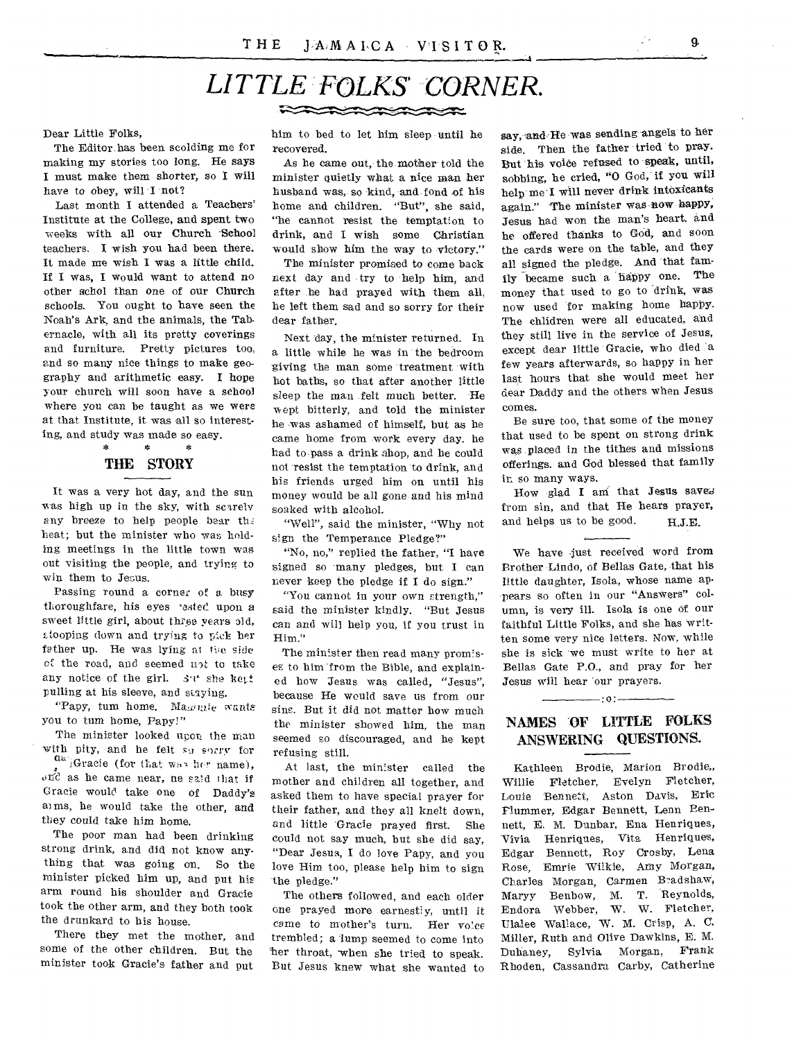# LITTLE FOLKS' CORNER.

Dear Little Folks,

The Editor has been scolding me for making my stories too long. He says I must make them shorter, so I will have to obey, will I not?

Last month I attended a Teachers' Institute at the College, and spent two weeks with all our Church School teachers. I wish you had been there. It made me wish I was a little child. If I was, I would want to attend no other schol than one of our Church schools. You ought to have seen the Noah's Ark, and the animals, the Tabernacle, with all its pretty coverings and furniture. Pretty pictures too, and so many nice things to make geography and arithmetic easy. I hope your church will soon have a school where you can be taught as we were at that Institute, it was all so interesting, and study was made so easy.

\* \* \*

## THE STORY

It was a very hot day, and the sun was high up in the sky, with scarely any breeze to help people bear the heat; but the minister who was holding meetings in the little town was out visiting the people, and trying to win them to Jesus.

Passing round a corner of a busy thoroughfare, his eyes rested upon a sweet little girl, about three years old, stooping down and trying to pick her father up. He was lying at the side of the road, and seemed not to take any notice of the girl. But she kept pulling at his sleeve, and saying.

"Papy, tum home. Mammie wants you to tum home, Papy!"

The minister looked upon the man with pity, and he felt so sorry for Gracie (for that was her name), and as he came near, he said that if Gracie would take one of Daddy's arms, he would take the other, and they could take him home.

The poor man had been drinking strong drink, and did not know anything that was going on. So the minister picked him up, and put his arm round his shoulder and Gracie took the other arm, and they both took the drunkard to his house.

There they met the mother, and some of the other children. But the minister took Gracie's father and put him to bed to let him sleep until he recovered.

As he came out, the mother told the minister quietly what a nice man her husband was, so kind, and fond of his home and children. "But", she said, "he cannot resist the temptation to drink, and I wish some Christian would show him the way to victory."

The minister promised to come back next day and try to help him, and after he had prayed with them all, he left them sad and so sorry for their dear father.

Next day, the minister returned. In a little while he was in the bedroom giving the man some treatment with hot baths, so that after another little sleep the man felt much better. He wept bitterly, and told the minister he was ashamed of himself, but as he came home from work every day. he had to pass a drink shop, and he could not resist the temptation to drink, and his friends urged him on until his money would be all gone and his mind soaked with alcohol.

"Well", said the minister, "Why not sign the Temperance Pledge?"

"No, no," replied the father, "I have signed so many pledges, but I can never keep the pledge if I do sign."

"You cannot in your own strength," said the minister kindly. "But Jesus can and will help you, if you trust in Him."

The minister then read many promises to him from the Bible, and explained how Jesus was called, "Jesus", because He would save us from our sins. But it did not matter how much the minister showed him, the man seemed so discouraged, and he kept refusing still.

At last, the minister called the mother and children all together, and asked them to have special prayer for their father, and they all knelt down, and little Gracie prayed first. She could not say much, but she did say, "Dear Jesus, I do love Papy, and you love Him too, please help him to sign the pledge."

The others followed, and each older one prayed more earnestly, until it came to mother's turn. Her voice trembled; a lump seemed to come into her throat, when she tried to speak. But Jesus knew what she wanted to say, and He was sending angels to her side. Then the father tried to pray. But his voice refused to speak, until, sobbing, he cried, "O God, if you will help me I will never drink intoxicants again." The minister was now happy, Jesus had won the man's heart. and he offered thanks to God, and soon the cards were on the table, and they all signed the pledge. And that family became such a happy one. The money that used to go to drink, was now used for making home happy. The children were all educated, and they still live in the service of Jesus, except dear little Gracie, who died a few years afterwards, so happy in her last hours that she would meet her dear Daddy and the others when Jesus comes.

Be sure too, that some of the money that used to be spent on strong drink was placed in the tithes and missions offerings. and God blessed that family in so many ways.

How glad I am that Jesus saves from sin, and that He hears prayer, and helps us to be good. H.J.E.

---

We have just received word from Brother Lindo, of Bellas Gate, that his little daughter, Isola, whose name appears so often in our "Answers" column, is very ill. Isola is one of our faithful Little Folks, and she has written some very nice letters. Now, while she is sick we must write to her at Bellas Gate P.O., and pray for her Jesus will hear our prayers.

:o:

## NAMES OF LITTLE FOLKS ANSWERING QUESTIONS.

Kathleen Brodie, Marion Brodie, Willie Fletcher, Evelyn Fletcher, Louie Bennett, Aston Davis, Eric Plummer, Edgar Bennett, Lenn Bennett, E. M. Dunbar, Ena Henriques, Vivia Henriques, Vita Henriques, Edgar Bennett, Roy Crosby, Lena Rose, Emrie Wilkie, Amy Morgan, Charles Morgan, Carmen Bradshaw, Maryy Benbow, M. T. Reynolds, Endora Webber, W. W. Fletcher, Ulalee Wallace, W. M. Crisp, A. C. Miller, Ruth and Olive Dawkins, E. M. Duhaney, Sylvia Morgan, Frank Rhoden, Cassandra Carby, Catherine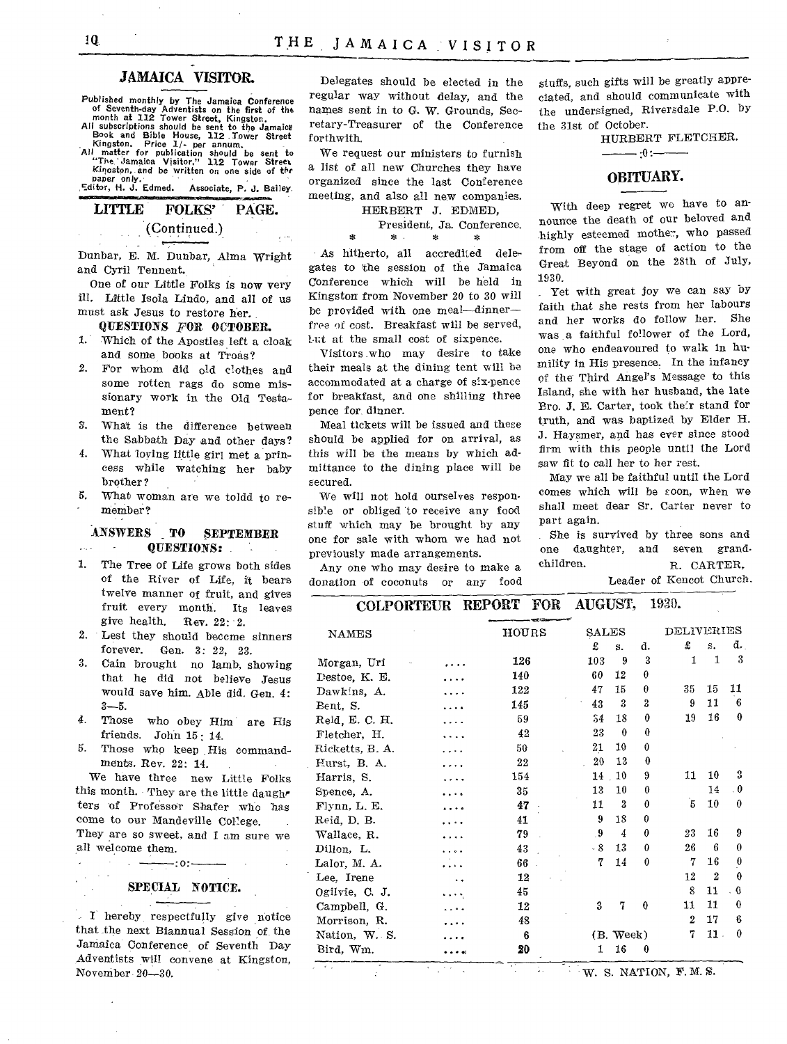## JAMAICA VISITOR.

Published monthly by The Jamaica Conference of Seventh-day Adventists on the first of the month at 112 Tower Street, Kingston.
All subscriptions should be sent to the Jamaica Book and Bible House, 112 Tower Street Kingston. Price 1/- per annum.
All matter for publication should be sent to "The Jamaica Visitor," 112 Tower Street Kingston, and be written on one side of the paper only.
Editor, H. J. Edmed. Associate, P. J. Bailey.

## LITTLE FOLKS' PAGE.

(Continued.)

Dunbar, E. M. Dunbar, Alma Wright and Cyril Tennent.

One of our Little Folks is now very ill. Little Isola Lindo, and all of us must ask Jesus to restore her.

### QUESTIONS FOR OCTOBER.

1. Which of the Apostles left a cloak and some books at Troas?
2. For whom did old clothes and some rotten rags do some missionary work in the Old Testament?
3. What is the difference between the Sabbath Day and other days?
4. What loving little girl met a princess while watching her baby brother?
5. What woman are we toldd to remember?

### ANSWERS TO SEPTEMBER QUESTIONS:

1. The Tree of Life grows both sides of the River of Life, it bears twelve manner of fruit, and gives fruit every month. Its leaves give health. Rev. 22: 2.
2. Lest they should become sinners forever. Gen. 3: 22, 23.
3. Cain brought no lamb, showing that he did not believe Jesus would save him. Able did. Gen. 4: 3—5.
4. Those who obey Him are His friends. John 15: 14.
5. Those who keep His commandments. Rev. 22: 14.

We have three new Little Folks this month. They are the little daughters of Professor Shafer who has come to our Mandeville College. They are so sweet, and I am sure we all welcome them.

:o:

### SPECIAL NOTICE.

I hereby respectfully give notice that the next Biannual Session of the Jamaica Conference of Seventh Day Adventists will convene at Kingston, November 20—30.

Delegates should be elected in the regular way without delay, and the names sent in to G. W. Grounds, Secretary-Treasurer of the Conference forthwith.

We request our ministers to furnish a list of all new Churches they have organized since the last Conference meeting, and also all new companies.

HERBERT J. EDMED,
President, Ja. Conference.

\* \* \* \*

As hitherto, all accredited delegates to the session of the Jamaica Conference which will be held in Kingston from November 20 to 30 will be provided with one meal—dinner—free of cost. Breakfast will be served, but at the small cost of sixpence.

Visitors who may desire to take their meals at the dining tent will be accommodated at a charge of six-pence for breakfast, and one shilling three pence for dinner.

Meal tickets will be issued and these should be applied for on arrival, as this will be the means by which admittance to the dining place will be secured.

We will not hold ourselves responsible or obliged to receive any food stuff which may be brought by any one for sale with whom we had not previously made arrangements.

Any one who may desire to make a donation of coconuts or any food stuffs, such gifts will be greatly appreciated, and should communicate with the undersigned, Riversdale P.O. by the 31st of October.

HURBERT FLETCHER.

:0:

## OBITUARY.

With deep regret we have to announce the death of our beloved and highly esteemed mother, who passed from off the stage of action to the Great Beyond on the 28th of July, 1930.

Yet with great joy we can say by faith that she rests from her labours and her works do follow her. She was a faithful follower of the Lord, one who endeavoured to walk in humility in His presence. In the infancy of the Third Angel's Message to this Island, she with her husband, the late Bro. J. E. Carter, took their stand for truth, and was baptized by Elder H. J. Haysmer, and has ever since stood firm with this people until the Lord saw fit to call her to her rest.

May we all be faithful until the Lord comes which will be soon, when we shall meet dear Sr. Carter never to part again.

She is survived by three sons and one daughter, and seven grandchildren.

R. CARTER,
Leader of Kencot Church.

## COLPORTEUR REPORT FOR AUGUST, 1930.

| NAMES | HOURS | SALES £ | s. | d. | DELIVERIES £ | s. | d. |
|---|---|---|---|---|---|---|---|
| Morgan, Uri | 126 | 103 | 9 | 3 | 1 | 1 | 3 |
| Destoe, K. E. | 140 | 60 | 12 | 0 | | | |
| Dawkins, A. | 122 | 47 | 15 | 0 | 35 | 15 | 11 |
| Bent, S. | 145 | 43 | 3 | 3 | 9 | 11 | 6 |
| Reid, E. C. H. | 59 | 34 | 18 | 0 | 19 | 16 | 0 |
| Fletcher, H. | 42 | 23 | 0 | 0 | | | |
| Ricketts, B. A. | 50 | 21 | 10 | 0 | | | |
| Hurst, B. A. | 22 | 20 | 13 | 0 | | | |
| Harris, S. | 154 | 14 | 10 | 9 | 11 | 10 | 3 |
| Spence, A. | 35 | 13 | 10 | 0 | | 14 | 0 |
| Flynn, L. E. | 47 | 11 | 3 | 0 | 5 | 10 | 0 |
| Reid, D. B. | 41 | 9 | 18 | 0 | | | |
| Wallace, R. | 79 | 9 | 4 | 0 | 23 | 16 | 9 |
| Dillon, L. | 43 | 8 | 13 | 0 | 26 | 6 | 0 |
| Lalor, M. A. | 66 | 7 | 14 | 0 | 7 | 16 | 0 |
| Lee, Irene | 12 | | | | 12 | 2 | 0 |
| Ogilvie, C. J. | 45 | | | | 8 | 11 | 0 |
| Campbell, G. | 12 | 3 | 7 | 0 | 11 | 11 | 0 |
| Morrison, R. | 48 | | | | 2 | 17 | 6 |
| Nation, W. S. | 6 | (B. Week) | | | 7 | 11 | 0 |
| Bird, Wm. | 20 | 1 | 16 | 0 | | | |

W. S. NATION, F. M. S.